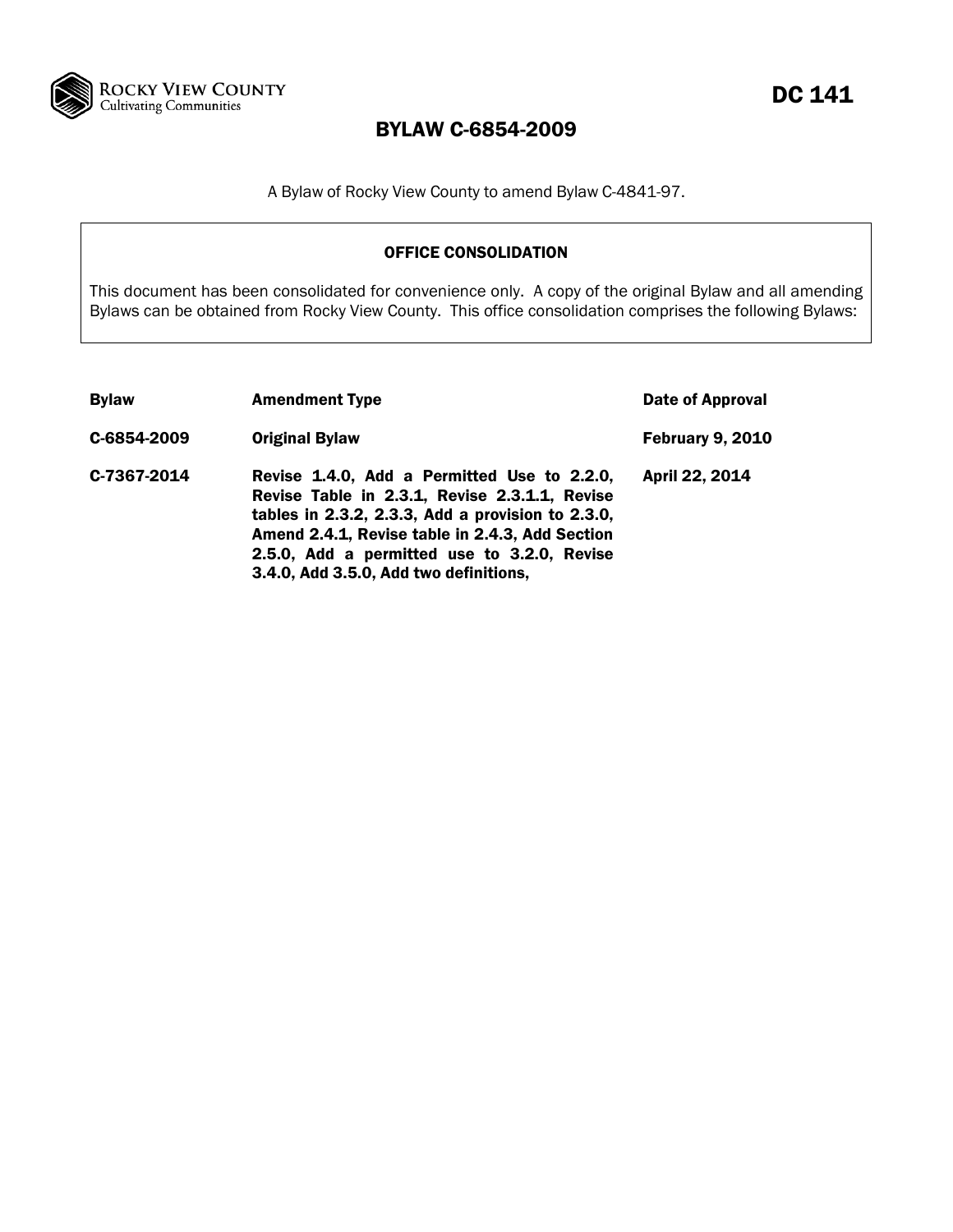ROCKY VIEW COUNTY
Cultivating Communities

DC 141

# BYLAW C-6854-2009

A Bylaw of Rocky View County to amend Bylaw C-4841-97.

**OFFICE CONSOLIDATION**

This document has been consolidated for convenience only. A copy of the original Bylaw and all amending Bylaws can be obtained from Rocky View County. This office consolidation comprises the following Bylaws:

| Bylaw | Amendment Type | Date of Approval |
|---|---|---|
| C-6854-2009 | Original Bylaw | February 9, 2010 |
| C-7367-2014 | Revise 1.4.0, Add a Permitted Use to 2.2.0, Revise Table in 2.3.1, Revise 2.3.1.1, Revise tables in 2.3.2, 2.3.3, Add a provision to 2.3.0, Amend 2.4.1, Revise table in 2.4.3, Add Section 2.5.0, Add a permitted use to 3.2.0, Revise 3.4.0, Add 3.5.0, Add two definitions, | April 22, 2014 |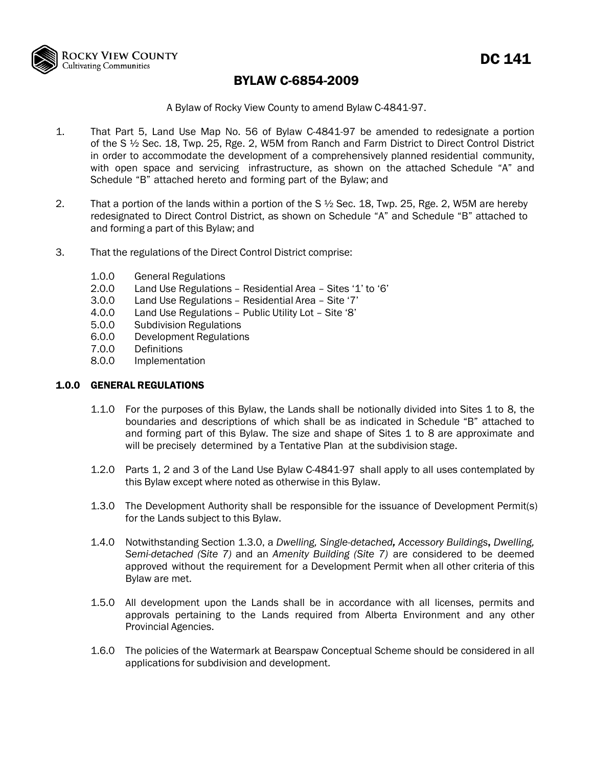DC 141

# BYLAW C-6854-2009

A Bylaw of Rocky View County to amend Bylaw C-4841-97.

1. That Part 5, Land Use Map No. 56 of Bylaw C-4841-97 be amended to redesignate a portion of the S ½ Sec. 18, Twp. 25, Rge. 2, W5M from Ranch and Farm District to Direct Control District in order to accommodate the development of a comprehensively planned residential community, with open space and servicing infrastructure, as shown on the attached Schedule "A" and Schedule "B" attached hereto and forming part of the Bylaw; and

2. That a portion of the lands within a portion of the S ½ Sec. 18, Twp. 25, Rge. 2, W5M are hereby redesignated to Direct Control District, as shown on Schedule "A" and Schedule "B" attached to and forming a part of this Bylaw; and

3. That the regulations of the Direct Control District comprise:

   1.0.0 General Regulations
   2.0.0 Land Use Regulations – Residential Area – Sites '1' to '6'
   3.0.0 Land Use Regulations – Residential Area – Site '7'
   4.0.0 Land Use Regulations – Public Utility Lot – Site '8'
   5.0.0 Subdivision Regulations
   6.0.0 Development Regulations
   7.0.0 Definitions
   8.0.0 Implementation

## 1.0.0 GENERAL REGULATIONS

1.1.0 For the purposes of this Bylaw, the Lands shall be notionally divided into Sites 1 to 8, the boundaries and descriptions of which shall be as indicated in Schedule "B" attached to and forming part of this Bylaw. The size and shape of Sites 1 to 8 are approximate and will be precisely determined by a Tentative Plan at the subdivision stage.

1.2.0 Parts 1, 2 and 3 of the Land Use Bylaw C-4841-97 shall apply to all uses contemplated by this Bylaw except where noted as otherwise in this Bylaw.

1.3.0 The Development Authority shall be responsible for the issuance of Development Permit(s) for the Lands subject to this Bylaw.

1.4.0 Notwithstanding Section 1.3.0, a *Dwelling, Single-detached*, *Accessory Buildings*, *Dwelling, Semi-detached (Site 7)* and an *Amenity Building (Site 7)* are considered to be deemed approved without the requirement for a Development Permit when all other criteria of this Bylaw are met.

1.5.0 All development upon the Lands shall be in accordance with all licenses, permits and approvals pertaining to the Lands required from Alberta Environment and any other Provincial Agencies.

1.6.0 The policies of the Watermark at Bearspaw Conceptual Scheme should be considered in all applications for subdivision and development.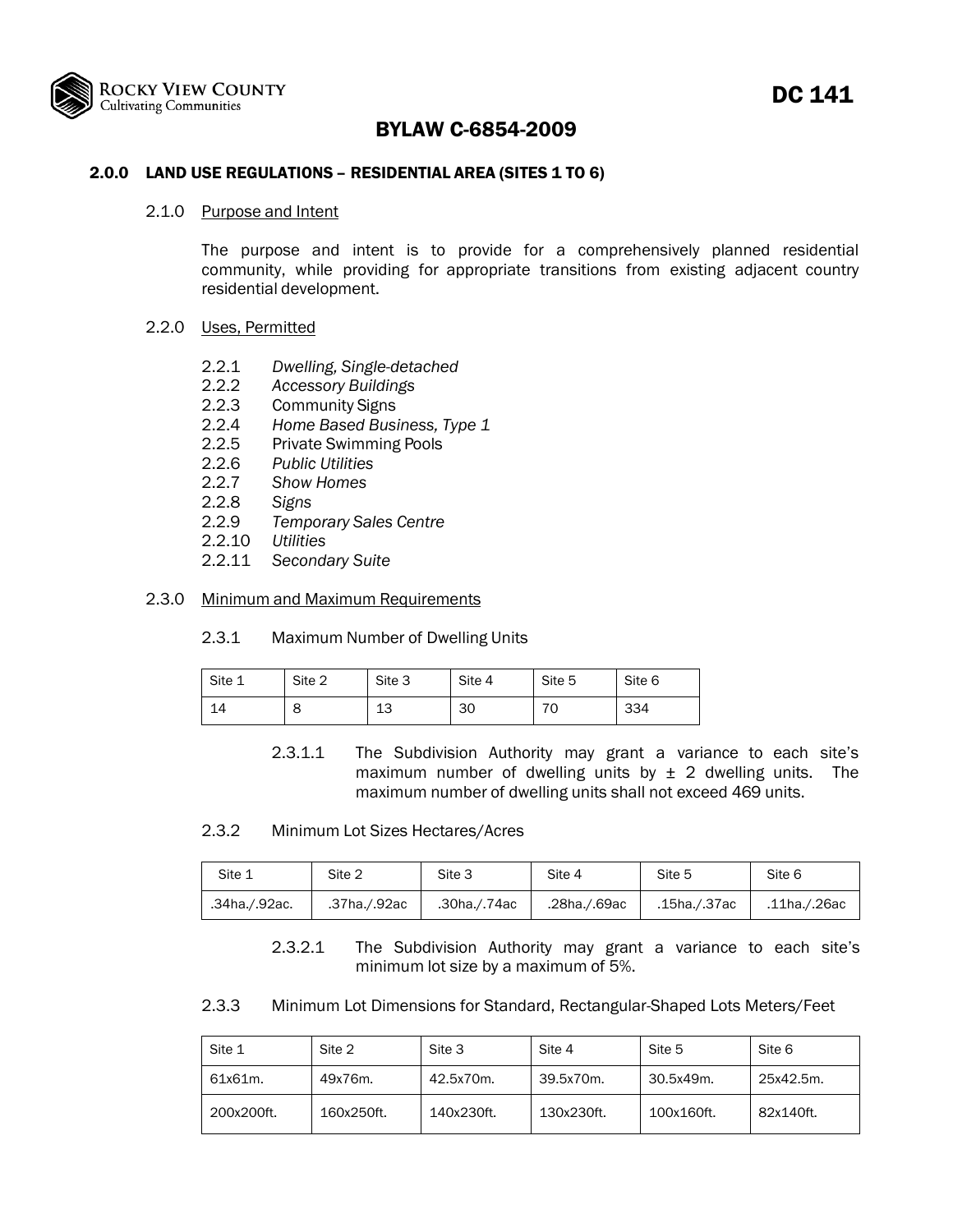# BYLAW C-6854-2009

DC 141

## 2.0.0 LAND USE REGULATIONS – RESIDENTIAL AREA (SITES 1 TO 6)

### 2.1.0 Purpose and Intent

The purpose and intent is to provide for a comprehensively planned residential community, while providing for appropriate transitions from existing adjacent country residential development.

### 2.2.0 Uses, Permitted

2.2.1 *Dwelling, Single-detached*
2.2.2 *Accessory Buildings*
2.2.3 Community Signs
2.2.4 *Home Based Business, Type 1*
2.2.5 Private Swimming Pools
2.2.6 *Public Utilities*
2.2.7 *Show Homes*
2.2.8 *Signs*
2.2.9 *Temporary Sales Centre*
2.2.10 *Utilities*
2.2.11 *Secondary Suite*

### 2.3.0 Minimum and Maximum Requirements

2.3.1 Maximum Number of Dwelling Units

| Site 1 | Site 2 | Site 3 | Site 4 | Site 5 | Site 6 |
|---|---|---|---|---|---|
| 14 | 8 | 13 | 30 | 70 | 334 |

2.3.1.1 The Subdivision Authority may grant a variance to each site's maximum number of dwelling units by ± 2 dwelling units. The maximum number of dwelling units shall not exceed 469 units.

2.3.2 Minimum Lot Sizes Hectares/Acres

| Site 1 | Site 2 | Site 3 | Site 4 | Site 5 | Site 6 |
|---|---|---|---|---|---|
| .34ha./.92ac. | .37ha./.92ac | .30ha./.74ac | .28ha./.69ac | .15ha./.37ac | .11ha./.26ac |

2.3.2.1 The Subdivision Authority may grant a variance to each site's minimum lot size by a maximum of 5%.

2.3.3 Minimum Lot Dimensions for Standard, Rectangular-Shaped Lots Meters/Feet

| Site 1 | Site 2 | Site 3 | Site 4 | Site 5 | Site 6 |
|---|---|---|---|---|---|
| 61x61m. | 49x76m. | 42.5x70m. | 39.5x70m. | 30.5x49m. | 25x42.5m. |
| 200x200ft. | 160x250ft. | 140x230ft. | 130x230ft. | 100x160ft. | 82x140ft. |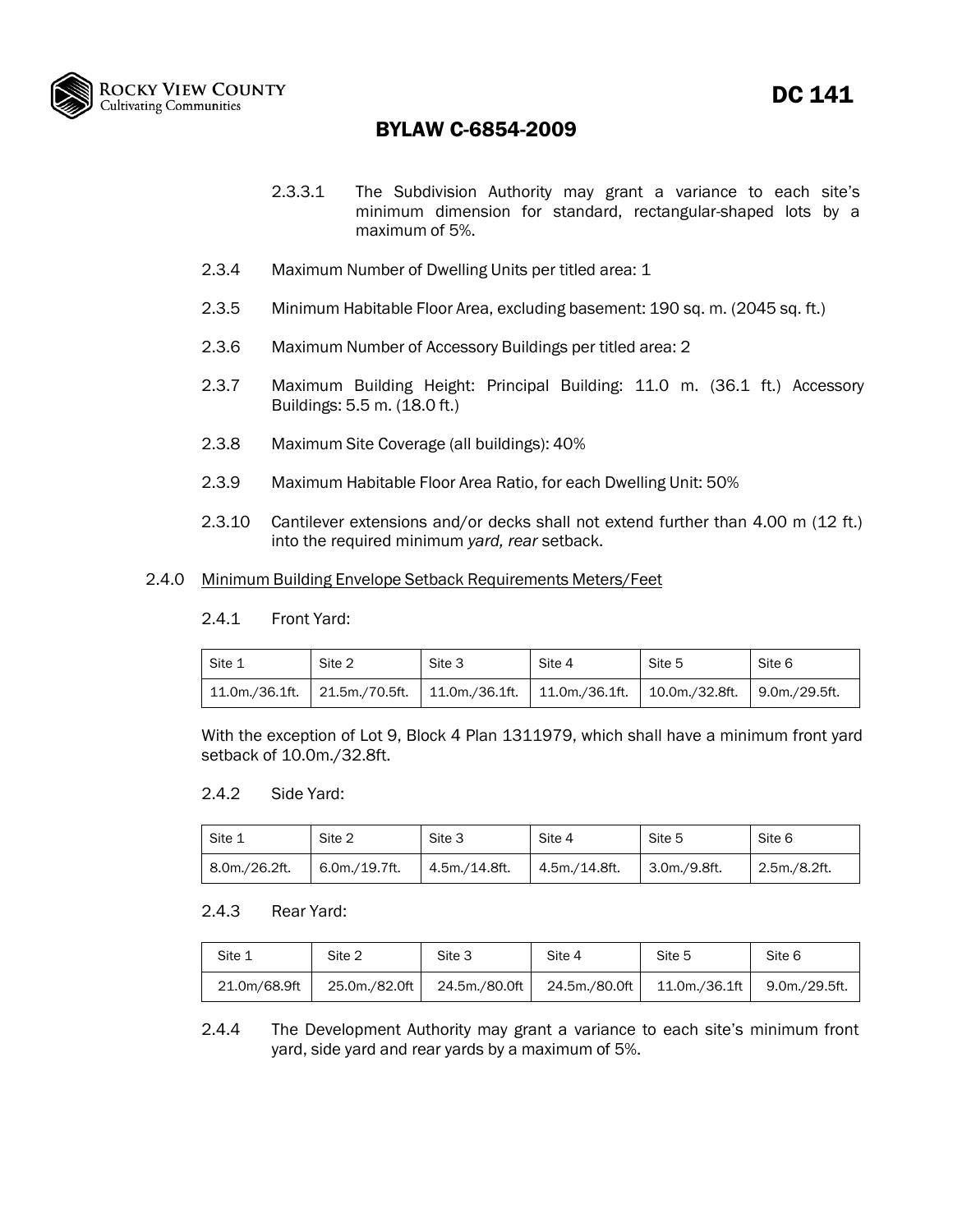2.3.3.1 The Subdivision Authority may grant a variance to each site's minimum dimension for standard, rectangular-shaped lots by a maximum of 5%.

2.3.4 Maximum Number of Dwelling Units per titled area: 1

2.3.5 Minimum Habitable Floor Area, excluding basement: 190 sq. m. (2045 sq. ft.)

2.3.6 Maximum Number of Accessory Buildings per titled area: 2

2.3.7 Maximum Building Height: Principal Building: 11.0 m. (36.1 ft.) Accessory Buildings: 5.5 m. (18.0 ft.)

2.3.8 Maximum Site Coverage (all buildings): 40%

2.3.9 Maximum Habitable Floor Area Ratio, for each Dwelling Unit: 50%

2.3.10 Cantilever extensions and/or decks shall not extend further than 4.00 m (12 ft.) into the required minimum *yard, rear* setback.

2.4.0 Minimum Building Envelope Setback Requirements Meters/Feet

2.4.1 Front Yard:

| Site 1 | Site 2 | Site 3 | Site 4 | Site 5 | Site 6 |
|---|---|---|---|---|---|
| 11.0m./36.1ft. | 21.5m./70.5ft. | 11.0m./36.1ft. | 11.0m./36.1ft. | 10.0m./32.8ft. | 9.0m./29.5ft. |

With the exception of Lot 9, Block 4 Plan 1311979, which shall have a minimum front yard setback of 10.0m./32.8ft.

2.4.2 Side Yard:

| Site 1 | Site 2 | Site 3 | Site 4 | Site 5 | Site 6 |
|---|---|---|---|---|---|
| 8.0m./26.2ft. | 6.0m./19.7ft. | 4.5m./14.8ft. | 4.5m./14.8ft. | 3.0m./9.8ft. | 2.5m./8.2ft. |

2.4.3 Rear Yard:

| Site 1 | Site 2 | Site 3 | Site 4 | Site 5 | Site 6 |
|---|---|---|---|---|---|
| 21.0m/68.9ft | 25.0m./82.0ft | 24.5m./80.0ft | 24.5m./80.0ft | 11.0m./36.1ft | 9.0m./29.5ft. |

2.4.4 The Development Authority may grant a variance to each site's minimum front yard, side yard and rear yards by a maximum of 5%.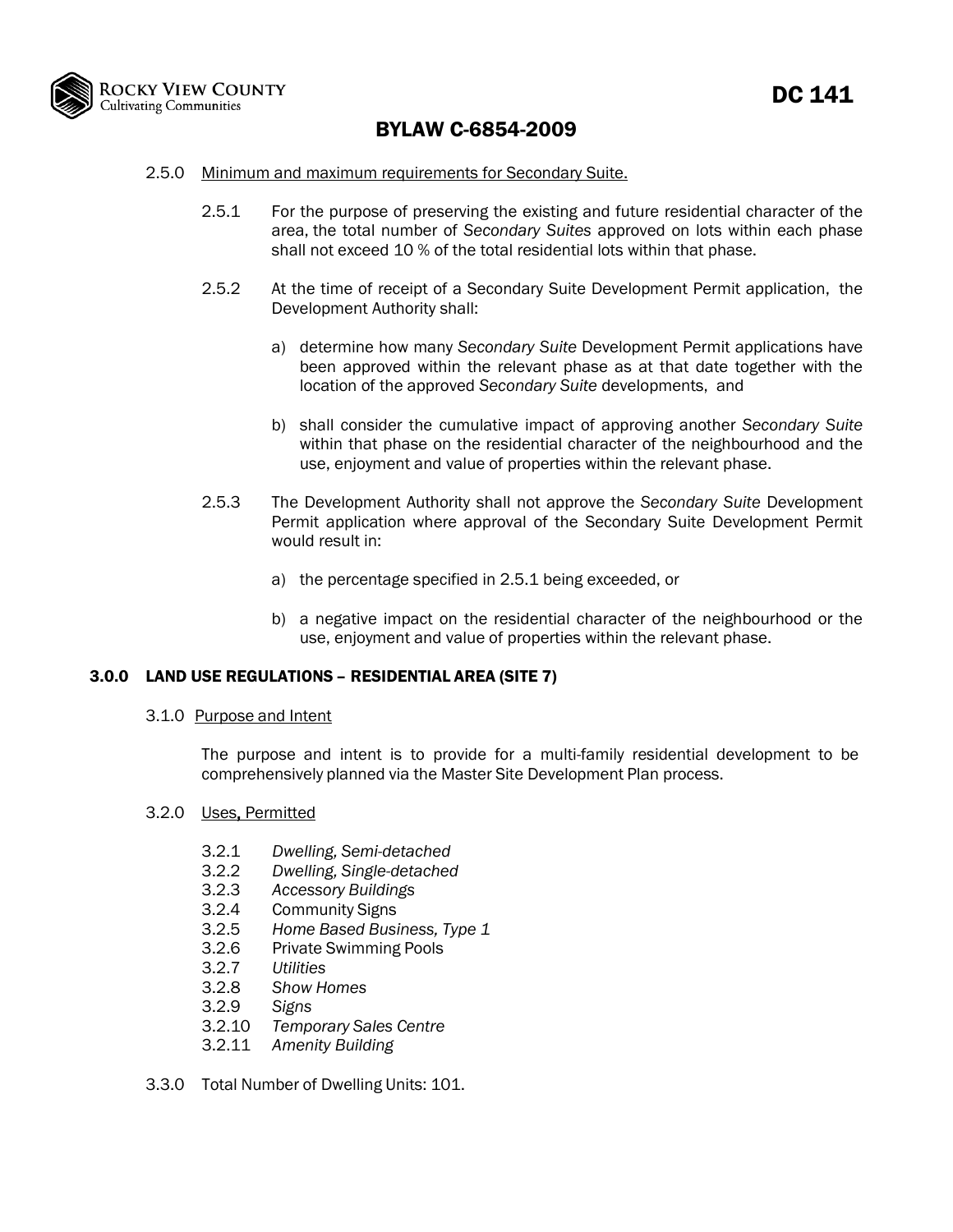2.5.0 Minimum and maximum requirements for Secondary Suite.

2.5.1 For the purpose of preserving the existing and future residential character of the area, the total number of *Secondary Suites* approved on lots within each phase shall not exceed 10 % of the total residential lots within that phase.

2.5.2 At the time of receipt of a Secondary Suite Development Permit application, the Development Authority shall:

a) determine how many *Secondary Suite* Development Permit applications have been approved within the relevant phase as at that date together with the location of the approved *Secondary Suite* developments, and

b) shall consider the cumulative impact of approving another *Secondary Suite* within that phase on the residential character of the neighbourhood and the use, enjoyment and value of properties within the relevant phase.

2.5.3 The Development Authority shall not approve the *Secondary Suite* Development Permit application where approval of the Secondary Suite Development Permit would result in:

a) the percentage specified in 2.5.1 being exceeded, or

b) a negative impact on the residential character of the neighbourhood or the use, enjoyment and value of properties within the relevant phase.

## 3.0.0 LAND USE REGULATIONS – RESIDENTIAL AREA (SITE 7)

3.1.0 Purpose and Intent

The purpose and intent is to provide for a multi-family residential development to be comprehensively planned via the Master Site Development Plan process.

3.2.0 Uses, Permitted

- 3.2.1 *Dwelling, Semi-detached*
- 3.2.2 *Dwelling, Single-detached*
- 3.2.3 *Accessory Buildings*
- 3.2.4 Community Signs
- 3.2.5 *Home Based Business, Type 1*
- 3.2.6 Private Swimming Pools
- 3.2.7 *Utilities*
- 3.2.8 *Show Homes*
- 3.2.9 *Signs*
- 3.2.10 *Temporary Sales Centre*
- 3.2.11 *Amenity Building*

3.3.0 Total Number of Dwelling Units: 101.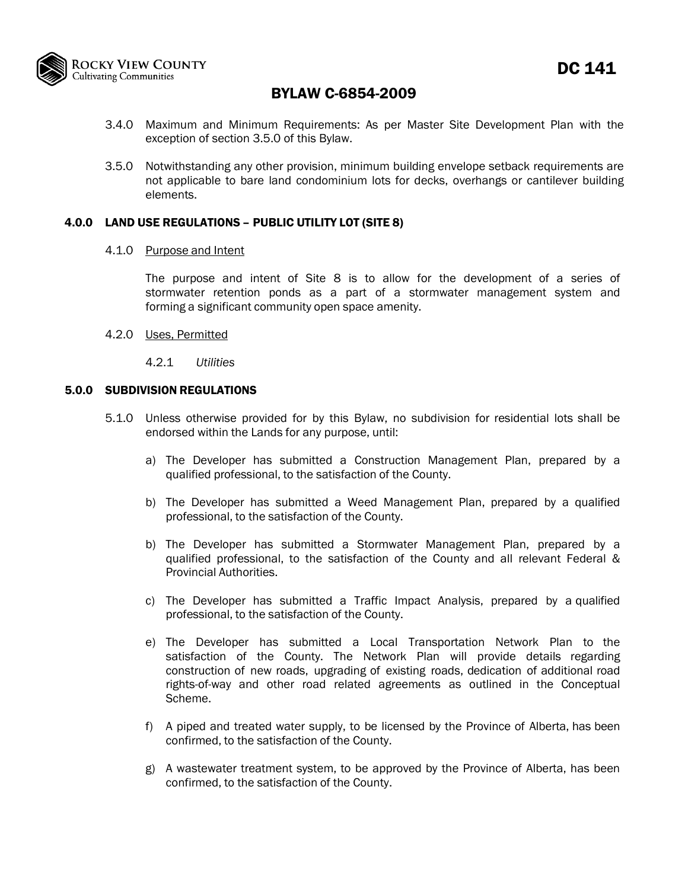3.4.0 Maximum and Minimum Requirements: As per Master Site Development Plan with the exception of section 3.5.0 of this Bylaw.

3.5.0 Notwithstanding any other provision, minimum building envelope setback requirements are not applicable to bare land condominium lots for decks, overhangs or cantilever building elements.

## 4.0.0 LAND USE REGULATIONS – PUBLIC UTILITY LOT (SITE 8)

4.1.0 Purpose and Intent

The purpose and intent of Site 8 is to allow for the development of a series of stormwater retention ponds as a part of a stormwater management system and forming a significant community open space amenity.

4.2.0 Uses, Permitted

4.2.1 *Utilities*

## 5.0.0 SUBDIVISION REGULATIONS

5.1.0 Unless otherwise provided for by this Bylaw, no subdivision for residential lots shall be endorsed within the Lands for any purpose, until:

a) The Developer has submitted a Construction Management Plan, prepared by a qualified professional, to the satisfaction of the County.

b) The Developer has submitted a Weed Management Plan, prepared by a qualified professional, to the satisfaction of the County.

b) The Developer has submitted a Stormwater Management Plan, prepared by a qualified professional, to the satisfaction of the County and all relevant Federal & Provincial Authorities.

c) The Developer has submitted a Traffic Impact Analysis, prepared by a qualified professional, to the satisfaction of the County.

e) The Developer has submitted a Local Transportation Network Plan to the satisfaction of the County. The Network Plan will provide details regarding construction of new roads, upgrading of existing roads, dedication of additional road rights-of-way and other road related agreements as outlined in the Conceptual Scheme.

f) A piped and treated water supply, to be licensed by the Province of Alberta, has been confirmed, to the satisfaction of the County.

g) A wastewater treatment system, to be approved by the Province of Alberta, has been confirmed, to the satisfaction of the County.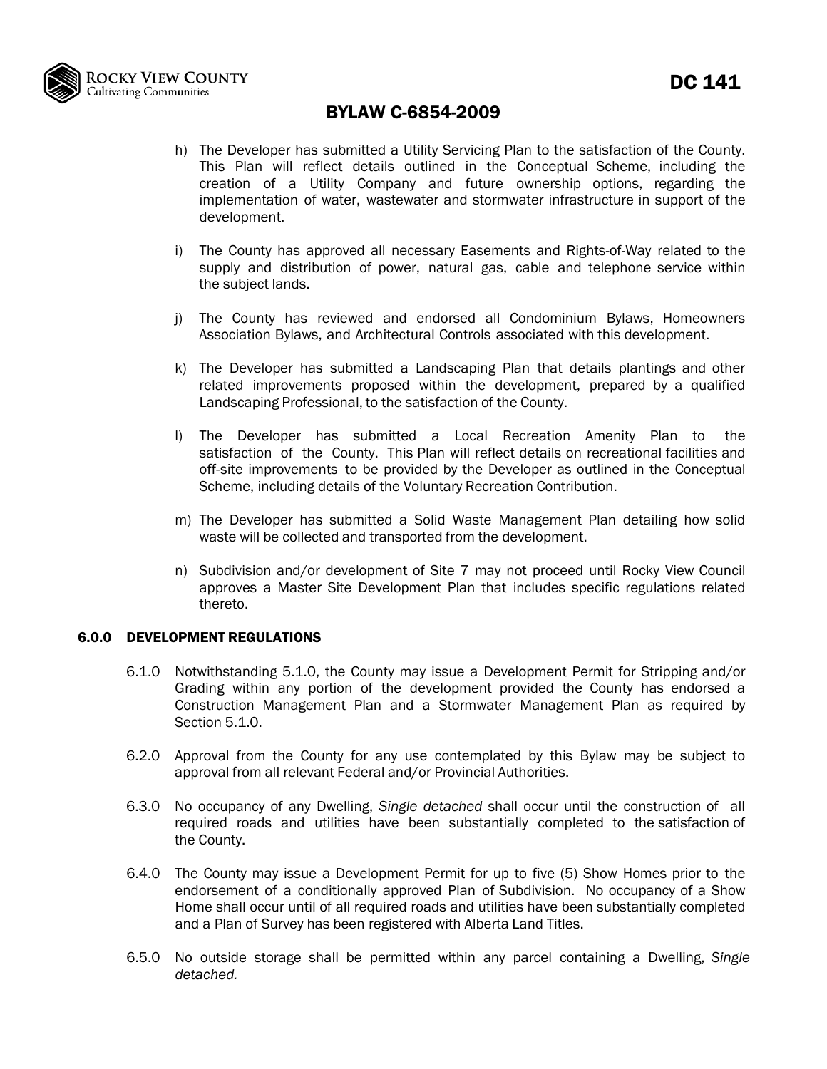h) The Developer has submitted a Utility Servicing Plan to the satisfaction of the County. This Plan will reflect details outlined in the Conceptual Scheme, including the creation of a Utility Company and future ownership options, regarding the implementation of water, wastewater and stormwater infrastructure in support of the development.

i) The County has approved all necessary Easements and Rights-of-Way related to the supply and distribution of power, natural gas, cable and telephone service within the subject lands.

j) The County has reviewed and endorsed all Condominium Bylaws, Homeowners Association Bylaws, and Architectural Controls associated with this development.

k) The Developer has submitted a Landscaping Plan that details plantings and other related improvements proposed within the development, prepared by a qualified Landscaping Professional, to the satisfaction of the County.

l) The Developer has submitted a Local Recreation Amenity Plan to the satisfaction of the County. This Plan will reflect details on recreational facilities and off-site improvements to be provided by the Developer as outlined in the Conceptual Scheme, including details of the Voluntary Recreation Contribution.

m) The Developer has submitted a Solid Waste Management Plan detailing how solid waste will be collected and transported from the development.

n) Subdivision and/or development of Site 7 may not proceed until Rocky View Council approves a Master Site Development Plan that includes specific regulations related thereto.

## 6.0.0 DEVELOPMENT REGULATIONS

6.1.0 Notwithstanding 5.1.0, the County may issue a Development Permit for Stripping and/or Grading within any portion of the development provided the County has endorsed a Construction Management Plan and a Stormwater Management Plan as required by Section 5.1.0.

6.2.0 Approval from the County for any use contemplated by this Bylaw may be subject to approval from all relevant Federal and/or Provincial Authorities.

6.3.0 No occupancy of any Dwelling, *Single detached* shall occur until the construction of all required roads and utilities have been substantially completed to the satisfaction of the County.

6.4.0 The County may issue a Development Permit for up to five (5) Show Homes prior to the endorsement of a conditionally approved Plan of Subdivision. No occupancy of a Show Home shall occur until of all required roads and utilities have been substantially completed and a Plan of Survey has been registered with Alberta Land Titles.

6.5.0 No outside storage shall be permitted within any parcel containing a Dwelling, *Single detached.*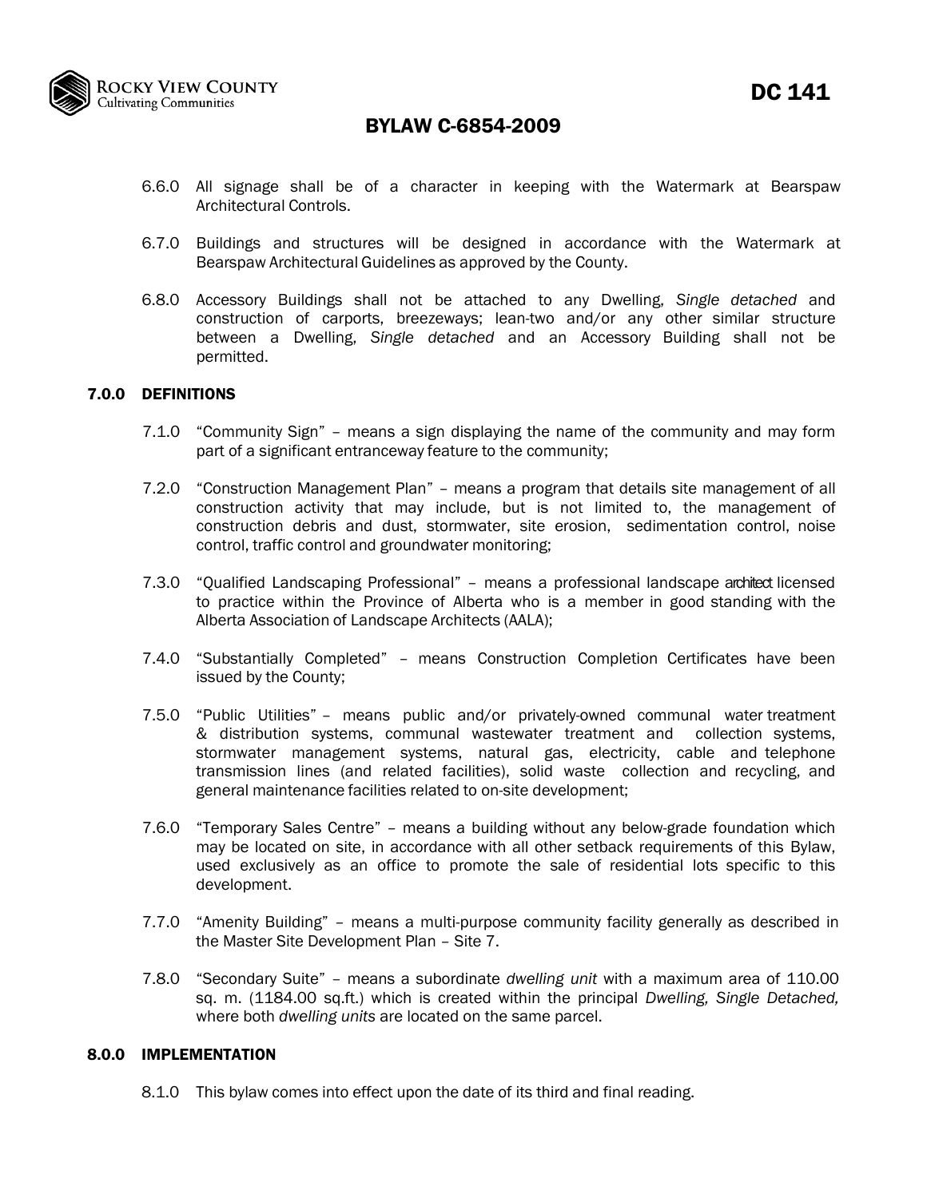6.6.0 All signage shall be of a character in keeping with the Watermark at Bearspaw Architectural Controls.

6.7.0 Buildings and structures will be designed in accordance with the Watermark at Bearspaw Architectural Guidelines as approved by the County.

6.8.0 Accessory Buildings shall not be attached to any Dwelling, *Single detached* and construction of carports, breezeways; lean-two and/or any other similar structure between a Dwelling, *Single detached* and an Accessory Building shall not be permitted.

## 7.0.0 DEFINITIONS

7.1.0 "Community Sign" – means a sign displaying the name of the community and may form part of a significant entranceway feature to the community;

7.2.0 "Construction Management Plan" – means a program that details site management of all construction activity that may include, but is not limited to, the management of construction debris and dust, stormwater, site erosion, sedimentation control, noise control, traffic control and groundwater monitoring;

7.3.0 "Qualified Landscaping Professional" – means a professional landscape architect licensed to practice within the Province of Alberta who is a member in good standing with the Alberta Association of Landscape Architects (AALA);

7.4.0 "Substantially Completed" – means Construction Completion Certificates have been issued by the County;

7.5.0 "Public Utilities" – means public and/or privately-owned communal water treatment & distribution systems, communal wastewater treatment and collection systems, stormwater management systems, natural gas, electricity, cable and telephone transmission lines (and related facilities), solid waste collection and recycling, and general maintenance facilities related to on-site development;

7.6.0 "Temporary Sales Centre" – means a building without any below-grade foundation which may be located on site, in accordance with all other setback requirements of this Bylaw, used exclusively as an office to promote the sale of residential lots specific to this development.

7.7.0 "Amenity Building" – means a multi-purpose community facility generally as described in the Master Site Development Plan – Site 7.

7.8.0 "Secondary Suite" – means a subordinate *dwelling unit* with a maximum area of 110.00 sq. m. (1184.00 sq.ft.) which is created within the principal *Dwelling, Single Detached,* where both *dwelling units* are located on the same parcel.

## 8.0.0 IMPLEMENTATION

8.1.0 This bylaw comes into effect upon the date of its third and final reading.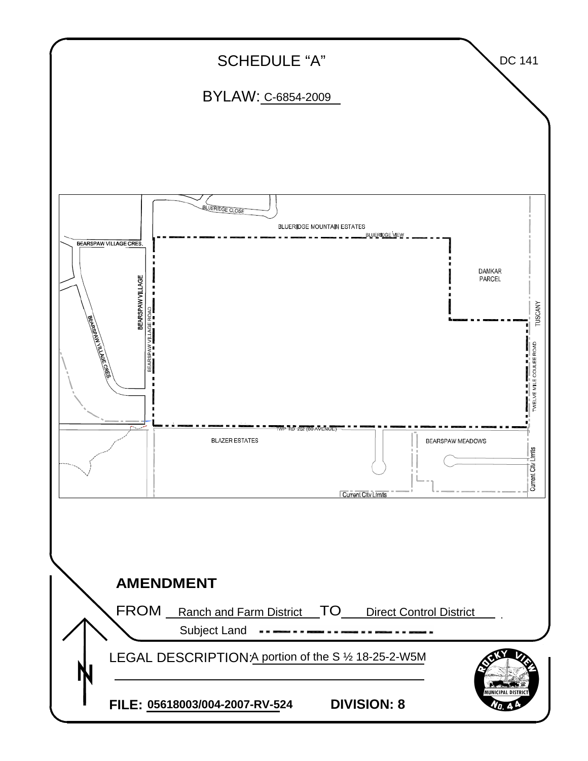# SCHEDULE "A"

DC 141

## BYLAW: C-6854-2009

BLUERIDGE CLOSE

BLUERIDGE MOUNTAIN ESTATES

BLUERIDGE VIEW

BEARSPAW VILLAGE CRES.

DAMKAR PARCEL

BEARSPAW VILLAGE

BEARSPAW VILLAGE ROAD

TUSCANY

BEARSPAW VILLAGE CRES.

TWELVE MILE COULEE ROAD

TWP RD 252 (80 AVENUE)

BLAZER ESTATES

BEARSPAW MEADOWS

Current City Limits

Current City Limits

**AMENDMENT**

FROM Ranch and Farm District TO Direct Control District

Subject Land

LEGAL DESCRIPTION: A portion of the S ½ 18-25-2-W5M

**FILE: 05618003/004-2007-RV-524** **DIVISION: 8**

ROCKY VIEW MUNICIPAL DISTRICT No. 44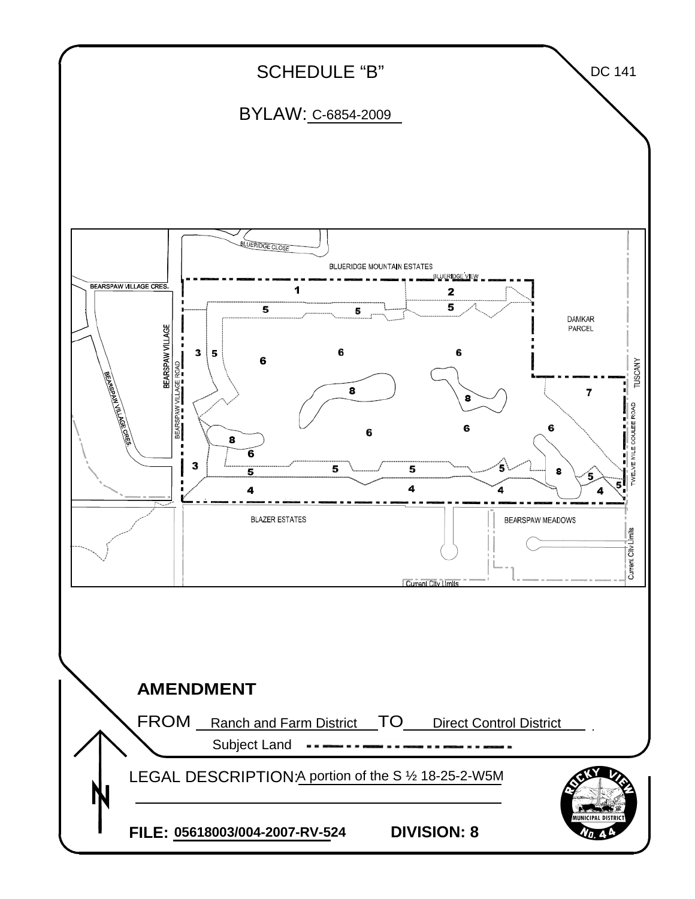# SCHEDULE "B"

DC 141

BYLAW: C-6854-2009

BLUERIDGE CLOSE

BLUERIDGE MOUNTAIN ESTATES

BLUERIDGE VIEW

BEARSPAW VILLAGE CRES.

BEARSPAW VILLAGE

BEARSPAW VILLAGE ROAD

BEARSPAW VILLAGE CRES.

DAMKAR PARCEL

TUSCANY

TWELVE MILE COULEE ROAD

BLAZER ESTATES

BEARSPAW MEADOWS

Current City Limits

Current City Limits

1 2 5 5 5 3 5 6 6 6 8 8 7 6 6 6 8 6 3 5 5 5 5 8 5 5 4 4 4 4

## AMENDMENT

FROM Ranch and Farm District TO Direct Control District

Subject Land

LEGAL DESCRIPTION: A portion of the S ½ 18-25-2-W5M

ROCKY VIEW MUNICIPAL DISTRICT No. 44

**FILE: 05618003/004-2007-RV-524** **DIVISION: 8**